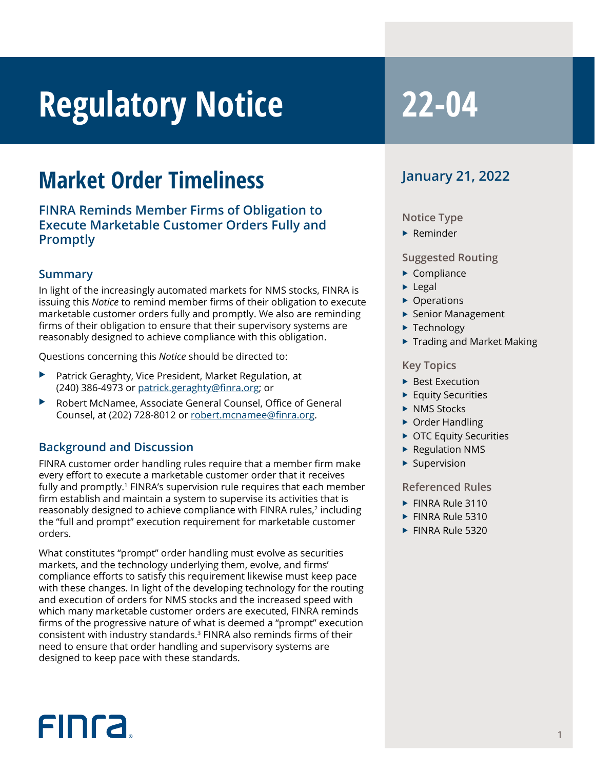# Regulatory Notice 22-04

## Market Order Timeliness

### FINRA Reminds Member Firms of Obligation to Execute Marketable Customer Orders Fully and Promptly

January 21, 2022

**Notice Type**

- Reminder

**Suggested Routing**

- Compliance
- Legal
- Operations
- Senior Management
- Technology
- Trading and Market Making

**Key Topics**

- Best Execution
- Equity Securities
- NMS Stocks
- Order Handling
- OTC Equity Securities
- Regulation NMS
- Supervision

**Referenced Rules**

- FINRA Rule 3110
- FINRA Rule 5310
- FINRA Rule 5320

### Summary

In light of the increasingly automated markets for NMS stocks, FINRA is issuing this *Notice* to remind member firms of their obligation to execute marketable customer orders fully and promptly. We also are reminding firms of their obligation to ensure that their supervisory systems are reasonably designed to achieve compliance with this obligation.

Questions concerning this *Notice* should be directed to:

- Patrick Geraghty, Vice President, Market Regulation, at (240) 386-4973 or patrick.geraghty@finra.org; or
- Robert McNamee, Associate General Counsel, Office of General Counsel, at (202) 728-8012 or robert.mcnamee@finra.org.

### Background and Discussion

FINRA customer order handling rules require that a member firm make every effort to execute a marketable customer order that it receives fully and promptly.[1] FINRA's supervision rule requires that each member firm establish and maintain a system to supervise its activities that is reasonably designed to achieve compliance with FINRA rules,[2] including the "full and prompt" execution requirement for marketable customer orders.

What constitutes "prompt" order handling must evolve as securities markets, and the technology underlying them, evolve, and firms' compliance efforts to satisfy this requirement likewise must keep pace with these changes. In light of the developing technology for the routing and execution of orders for NMS stocks and the increased speed with which many marketable customer orders are executed, FINRA reminds firms of the progressive nature of what is deemed a "prompt" execution consistent with industry standards.[3] FINRA also reminds firms of their need to ensure that order handling and supervisory systems are designed to keep pace with these standards.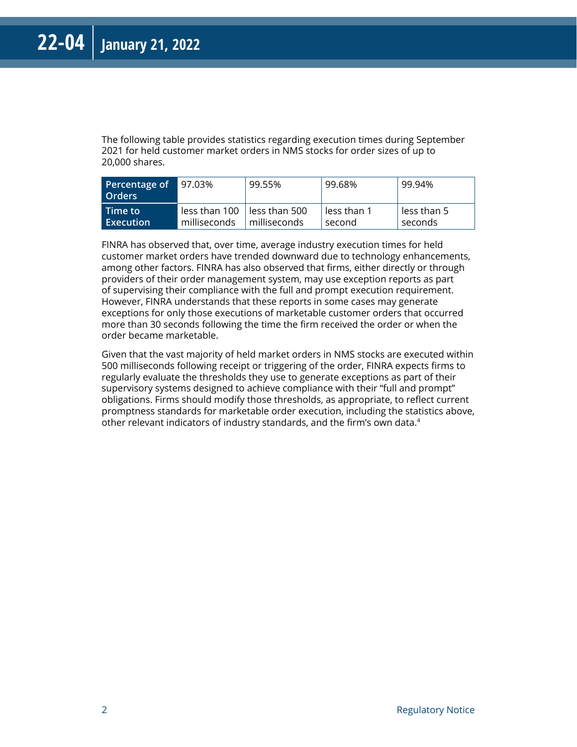The following table provides statistics regarding execution times during September 2021 for held customer market orders in NMS stocks for order sizes of up to 20,000 shares.

| Percentage of Orders | 97.03% | 99.55% | 99.68% | 99.94% |
|---|---|---|---|---|
| Time to Execution | less than 100 milliseconds | less than 500 milliseconds | less than 1 second | less than 5 seconds |

FINRA has observed that, over time, average industry execution times for held customer market orders have trended downward due to technology enhancements, among other factors. FINRA has also observed that firms, either directly or through providers of their order management system, may use exception reports as part of supervising their compliance with the full and prompt execution requirement. However, FINRA understands that these reports in some cases may generate exceptions for only those executions of marketable customer orders that occurred more than 30 seconds following the time the firm received the order or when the order became marketable.

Given that the vast majority of held market orders in NMS stocks are executed within 500 milliseconds following receipt or triggering of the order, FINRA expects firms to regularly evaluate the thresholds they use to generate exceptions as part of their supervisory systems designed to achieve compliance with their "full and prompt" obligations. Firms should modify those thresholds, as appropriate, to reflect current promptness standards for marketable order execution, including the statistics above, other relevant indicators of industry standards, and the firm's own data.[4]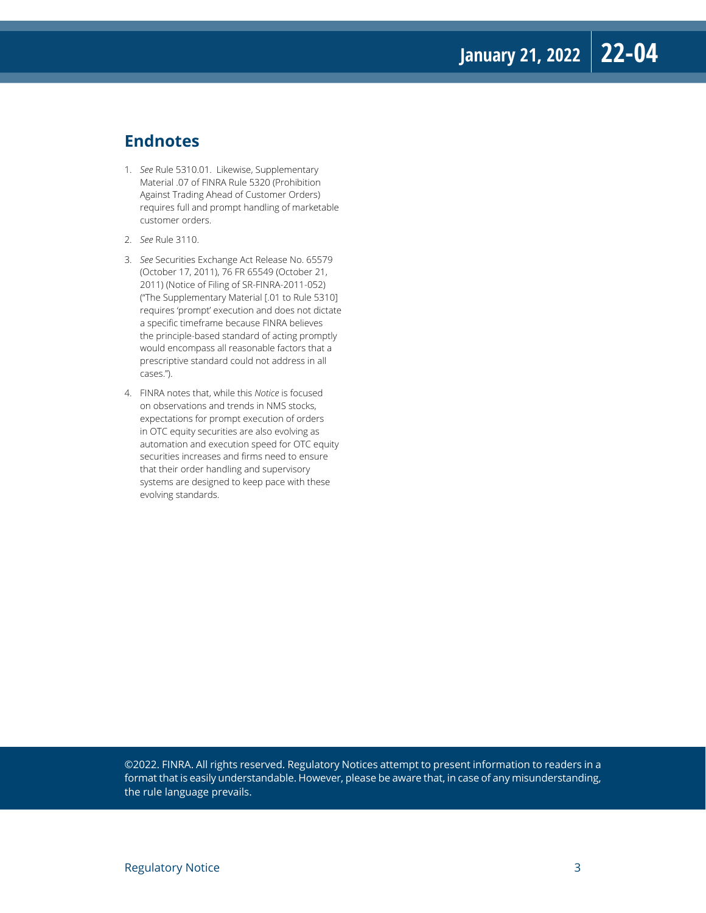## Endnotes

1. *See* Rule 5310.01. Likewise, Supplementary Material .07 of FINRA Rule 5320 (Prohibition Against Trading Ahead of Customer Orders) requires full and prompt handling of marketable customer orders.
2. *See* Rule 3110.
3. *See* Securities Exchange Act Release No. 65579 (October 17, 2011), 76 FR 65549 (October 21, 2011) (Notice of Filing of SR-FINRA-2011-052) ("The Supplementary Material [.01 to Rule 5310] requires 'prompt' execution and does not dictate a specific timeframe because FINRA believes the principle-based standard of acting promptly would encompass all reasonable factors that a prescriptive standard could not address in all cases.").
4. FINRA notes that, while this *Notice* is focused on observations and trends in NMS stocks, expectations for prompt execution of orders in OTC equity securities are also evolving as automation and execution speed for OTC equity securities increases and firms need to ensure that their order handling and supervisory systems are designed to keep pace with these evolving standards.

©2022. FINRA. All rights reserved. Regulatory Notices attempt to present information to readers in a format that is easily understandable. However, please be aware that, in case of any misunderstanding, the rule language prevails.